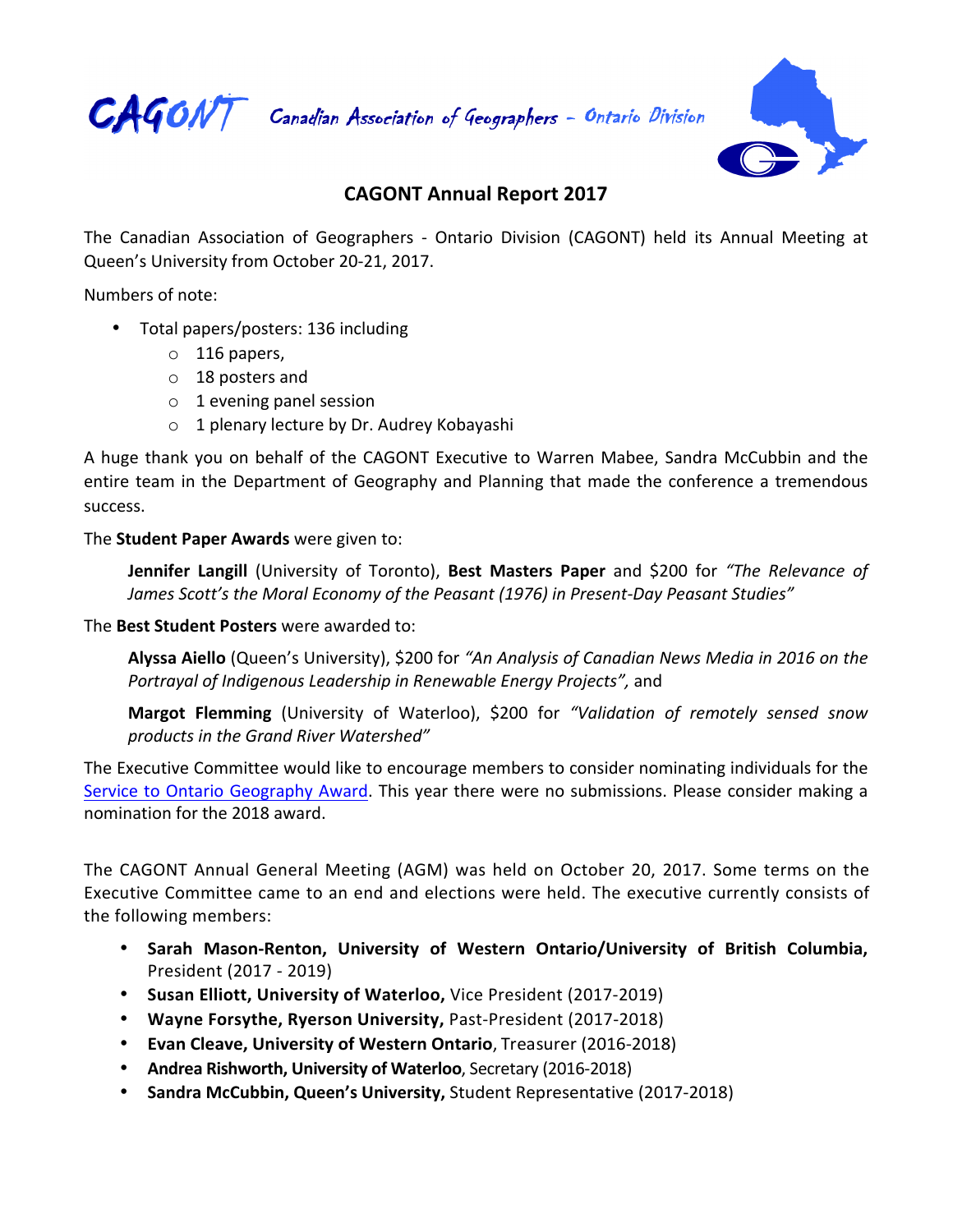CAGONT Canadian Association of Geographers – Ontario Division

# CAGONT Annual Report 2017

The Canadian Association of Geographers - Ontario Division (CAGONT) held its Annual Meeting at Queen's University from October 20-21, 2017.

Numbers of note:

- Total papers/posters: 136 including
  - 116 papers,
  - 18 posters and
  - 1 evening panel session
  - 1 plenary lecture by Dr. Audrey Kobayashi

A huge thank you on behalf of the CAGONT Executive to Warren Mabee, Sandra McCubbin and the entire team in the Department of Geography and Planning that made the conference a tremendous success.

The **Student Paper Awards** were given to:

> **Jennifer Langill** (University of Toronto), **Best Masters Paper** and $200 for *"The Relevance of James Scott's the Moral Economy of the Peasant (1976) in Present-Day Peasant Studies"*

The **Best Student Posters** were awarded to:

> **Alyssa Aiello** (Queen's University), $200 for *"An Analysis of Canadian News Media in 2016 on the Portrayal of Indigenous Leadership in Renewable Energy Projects",* and
>
> **Margot Flemming** (University of Waterloo), $200 for *"Validation of remotely sensed snow products in the Grand River Watershed"*

The Executive Committee would like to encourage members to consider nominating individuals for the Service to Ontario Geography Award. This year there were no submissions. Please consider making a nomination for the 2018 award.

The CAGONT Annual General Meeting (AGM) was held on October 20, 2017. Some terms on the Executive Committee came to an end and elections were held. The executive currently consists of the following members:

- **Sarah Mason-Renton, University of Western Ontario/University of British Columbia,** President (2017 - 2019)
- **Susan Elliott, University of Waterloo,** Vice President (2017-2019)
- **Wayne Forsythe, Ryerson University,** Past-President (2017-2018)
- **Evan Cleave, University of Western Ontario**, Treasurer (2016-2018)
- **Andrea Rishworth, University of Waterloo**, Secretary (2016-2018)
- **Sandra McCubbin, Queen's University,** Student Representative (2017-2018)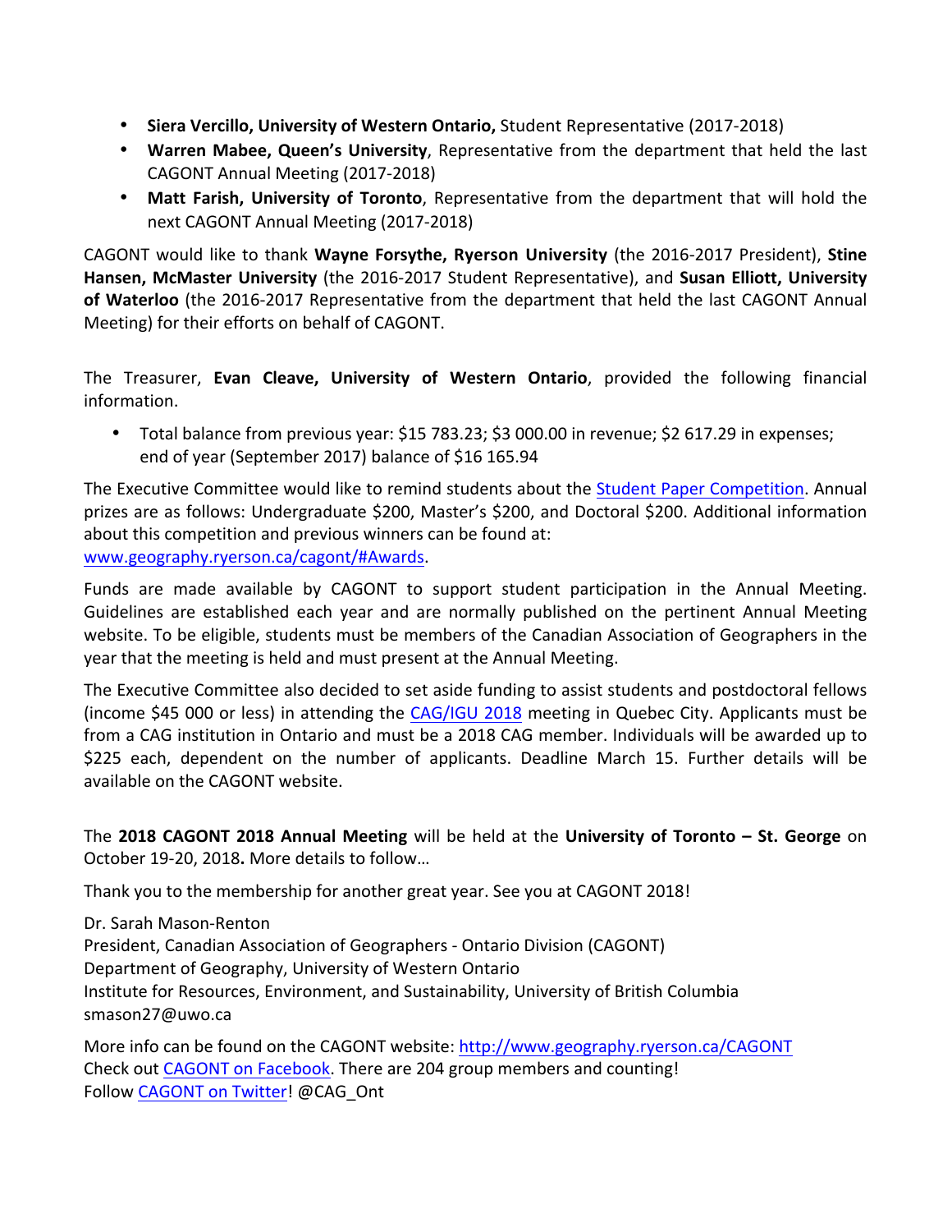- **Siera Vercillo, University of Western Ontario,** Student Representative (2017-2018)
- **Warren Mabee, Queen's University**, Representative from the department that held the last CAGONT Annual Meeting (2017-2018)
- **Matt Farish, University of Toronto**, Representative from the department that will hold the next CAGONT Annual Meeting (2017-2018)

CAGONT would like to thank **Wayne Forsythe, Ryerson University** (the 2016-2017 President), **Stine Hansen, McMaster University** (the 2016-2017 Student Representative), and **Susan Elliott, University of Waterloo** (the 2016-2017 Representative from the department that held the last CAGONT Annual Meeting) for their efforts on behalf of CAGONT.

The Treasurer, **Evan Cleave, University of Western Ontario**, provided the following financial information.

- Total balance from previous year: $15 783.23; $3 000.00 in revenue; $2 617.29 in expenses; end of year (September 2017) balance of $16 165.94

The Executive Committee would like to remind students about the Student Paper Competition. Annual prizes are as follows: Undergraduate $200, Master's $200, and Doctoral $200. Additional information about this competition and previous winners can be found at: www.geography.ryerson.ca/cagont/#Awards.

Funds are made available by CAGONT to support student participation in the Annual Meeting. Guidelines are established each year and are normally published on the pertinent Annual Meeting website. To be eligible, students must be members of the Canadian Association of Geographers in the year that the meeting is held and must present at the Annual Meeting.

The Executive Committee also decided to set aside funding to assist students and postdoctoral fellows (income $45 000 or less) in attending the CAG/IGU 2018 meeting in Quebec City. Applicants must be from a CAG institution in Ontario and must be a 2018 CAG member. Individuals will be awarded up to $225 each, dependent on the number of applicants. Deadline March 15. Further details will be available on the CAGONT website.

The **2018 CAGONT 2018 Annual Meeting** will be held at the **University of Toronto – St. George** on October 19-20, 2018**.** More details to follow…

Thank you to the membership for another great year. See you at CAGONT 2018!

Dr. Sarah Mason-Renton
President, Canadian Association of Geographers - Ontario Division (CAGONT)
Department of Geography, University of Western Ontario
Institute for Resources, Environment, and Sustainability, University of British Columbia
smason27@uwo.ca

More info can be found on the CAGONT website: http://www.geography.ryerson.ca/CAGONT
Check out CAGONT on Facebook. There are 204 group members and counting!
Follow CAGONT on Twitter! @CAG_Ont